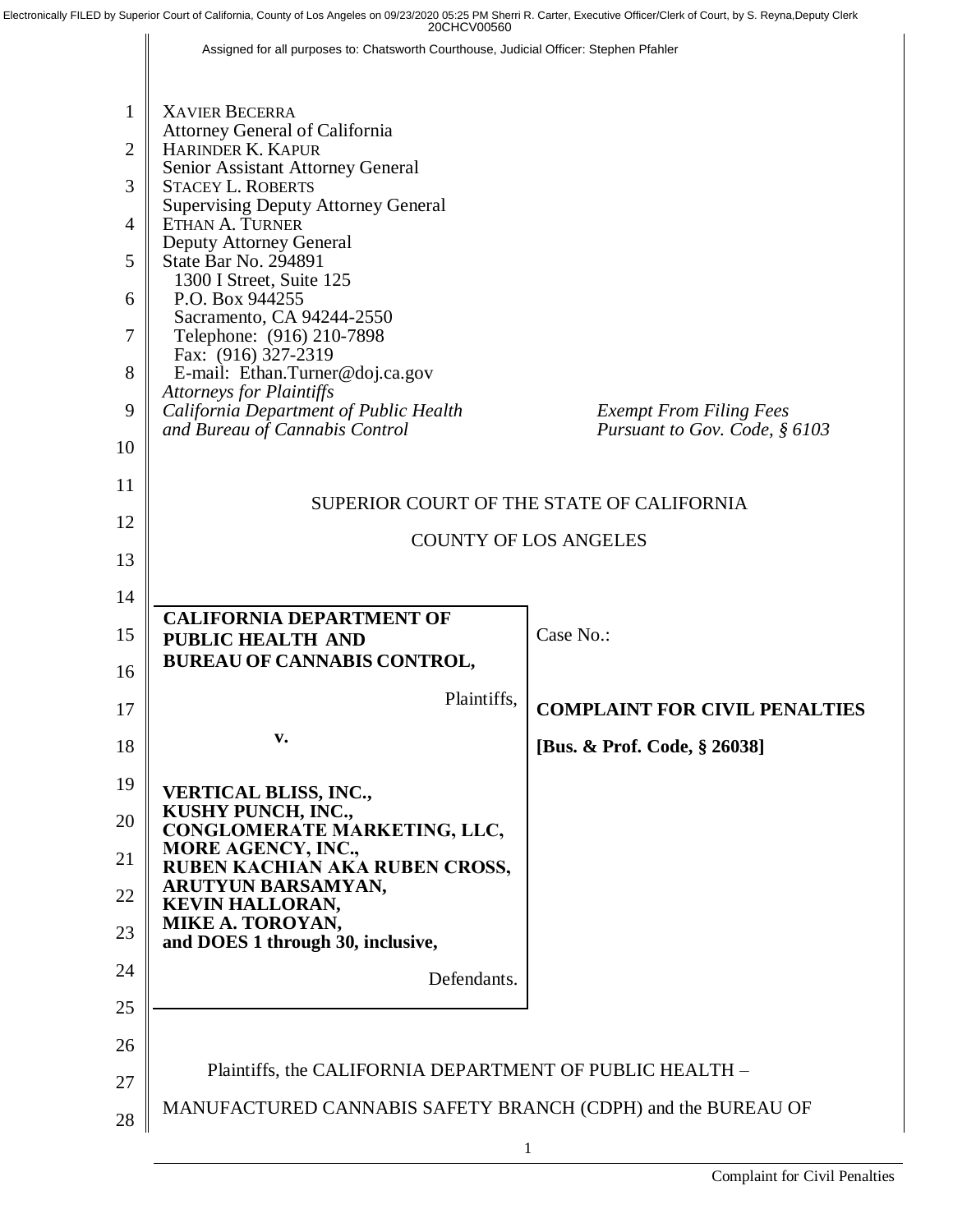Electronically FILED by Superior Court of California, County of Los Angeles on 09/23/2020 05:25 PM Sherri R. Carter, Executive Officer/Clerk of Court, by S. Reyna,Deputy Clerk
20CHCV00560

Assigned for all purposes to: Chatsworth Courthouse, Judicial Officer: Stephen Pfahler

XAVIER BECERRA
Attorney General of California
HARINDER K. KAPUR
Senior Assistant Attorney General
STACEY L. ROBERTS
Supervising Deputy Attorney General
ETHAN A. TURNER
Deputy Attorney General
State Bar No. 294891
1300 I Street, Suite 125
P.O. Box 944255
Sacramento, CA 94244-2550
Telephone: (916) 210-7898
Fax: (916) 327-2319
E-mail: Ethan.Turner@doj.ca.gov
*Attorneys for Plaintiffs*
*California Department of Public Health and Bureau of Cannabis Control*

*Exempt From Filing Fees Pursuant to Gov. Code, § 6103*

SUPERIOR COURT OF THE STATE OF CALIFORNIA

COUNTY OF LOS ANGELES

| | |
|---|---|
| **CALIFORNIA DEPARTMENT OF PUBLIC HEALTH AND BUREAU OF CANNABIS CONTROL,**<br><br>Plaintiffs,<br><br>**v.**<br><br>**VERTICAL BLISS, INC., KUSHY PUNCH, INC., CONGLOMERATE MARKETING, LLC, MORE AGENCY, INC., RUBEN KACHIAN AKA RUBEN CROSS, ARUTYUN BARSAMYAN, KEVIN HALLORAN, MIKE A. TOROYAN, and DOES 1 through 30, inclusive,**<br><br>Defendants. | Case No.:<br><br>**COMPLAINT FOR CIVIL PENALTIES**<br><br>**[Bus. & Prof. Code, § 26038]** |

Plaintiffs, the CALIFORNIA DEPARTMENT OF PUBLIC HEALTH – MANUFACTURED CANNABIS SAFETY BRANCH (CDPH) and the BUREAU OF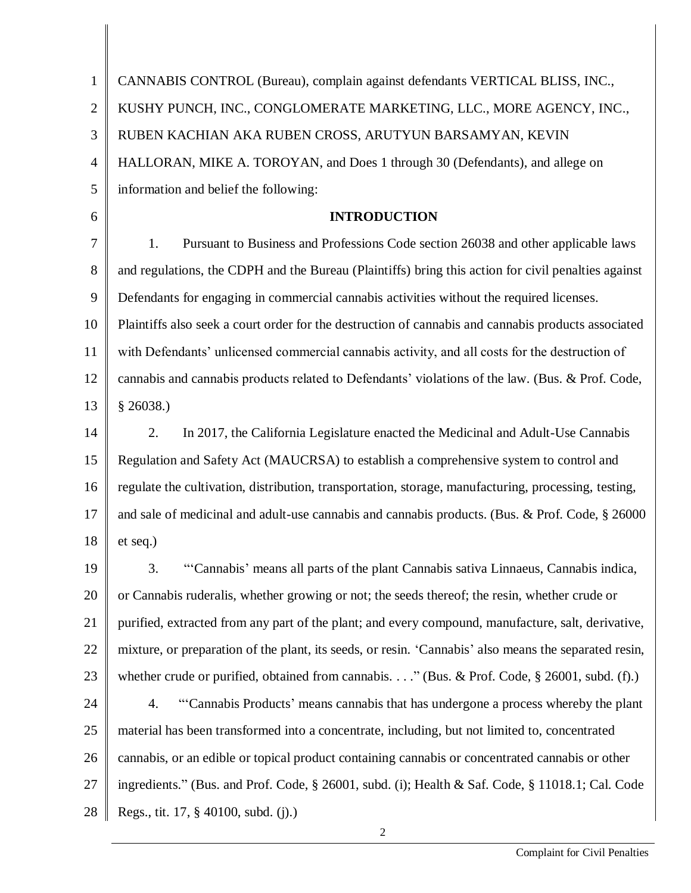CANNABIS CONTROL (Bureau), complain against defendants VERTICAL BLISS, INC., KUSHY PUNCH, INC., CONGLOMERATE MARKETING, LLC., MORE AGENCY, INC., RUBEN KACHIAN AKA RUBEN CROSS, ARUTYUN BARSAMYAN, KEVIN HALLORAN, MIKE A. TOROYAN, and Does 1 through 30 (Defendants), and allege on information and belief the following:

## INTRODUCTION

1. Pursuant to Business and Professions Code section 26038 and other applicable laws and regulations, the CDPH and the Bureau (Plaintiffs) bring this action for civil penalties against Defendants for engaging in commercial cannabis activities without the required licenses. Plaintiffs also seek a court order for the destruction of cannabis and cannabis products associated with Defendants' unlicensed commercial cannabis activity, and all costs for the destruction of cannabis and cannabis products related to Defendants' violations of the law. (Bus. & Prof. Code, § 26038.)

2. In 2017, the California Legislature enacted the Medicinal and Adult-Use Cannabis Regulation and Safety Act (MAUCRSA) to establish a comprehensive system to control and regulate the cultivation, distribution, transportation, storage, manufacturing, processing, testing, and sale of medicinal and adult-use cannabis and cannabis products. (Bus. & Prof. Code, § 26000 et seq.)

3. "'Cannabis' means all parts of the plant Cannabis sativa Linnaeus, Cannabis indica, or Cannabis ruderalis, whether growing or not; the seeds thereof; the resin, whether crude or purified, extracted from any part of the plant; and every compound, manufacture, salt, derivative, mixture, or preparation of the plant, its seeds, or resin. 'Cannabis' also means the separated resin, whether crude or purified, obtained from cannabis. . . ." (Bus. & Prof. Code, § 26001, subd. (f).)

4. "'Cannabis Products' means cannabis that has undergone a process whereby the plant material has been transformed into a concentrate, including, but not limited to, concentrated cannabis, or an edible or topical product containing cannabis or concentrated cannabis or other ingredients." (Bus. and Prof. Code, § 26001, subd. (i); Health & Saf. Code, § 11018.1; Cal. Code Regs., tit. 17, § 40100, subd. (j).)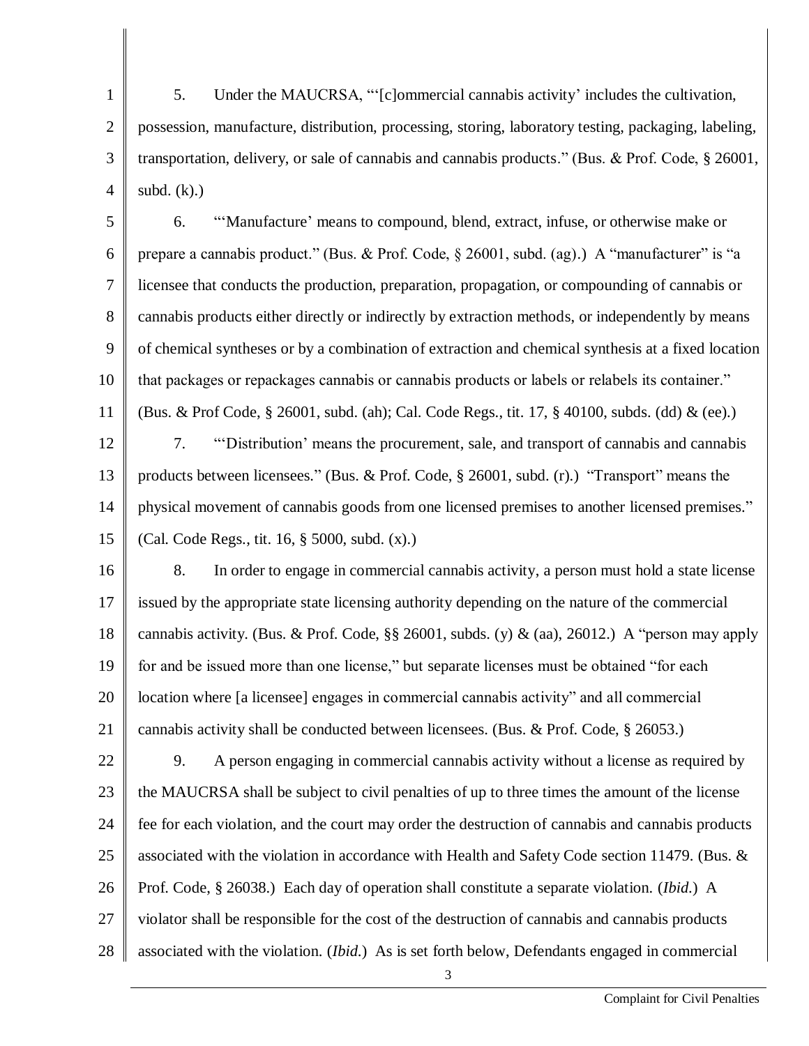5. Under the MAUCRSA, "'[c]ommercial cannabis activity' includes the cultivation, possession, manufacture, distribution, processing, storing, laboratory testing, packaging, labeling, transportation, delivery, or sale of cannabis and cannabis products." (Bus. & Prof. Code, § 26001, subd. (k).)

6. "'Manufacture' means to compound, blend, extract, infuse, or otherwise make or prepare a cannabis product." (Bus. & Prof. Code, § 26001, subd. (ag).) A "manufacturer" is "a licensee that conducts the production, preparation, propagation, or compounding of cannabis or cannabis products either directly or indirectly by extraction methods, or independently by means of chemical syntheses or by a combination of extraction and chemical synthesis at a fixed location that packages or repackages cannabis or cannabis products or labels or relabels its container." (Bus. & Prof Code, § 26001, subd. (ah); Cal. Code Regs., tit. 17, § 40100, subds. (dd) & (ee).)

7. "'Distribution' means the procurement, sale, and transport of cannabis and cannabis products between licensees." (Bus. & Prof. Code, § 26001, subd. (r).) "Transport" means the physical movement of cannabis goods from one licensed premises to another licensed premises." (Cal. Code Regs., tit. 16, § 5000, subd. (x).)

8. In order to engage in commercial cannabis activity, a person must hold a state license issued by the appropriate state licensing authority depending on the nature of the commercial cannabis activity. (Bus. & Prof. Code, §§ 26001, subds. (y) & (aa), 26012.) A "person may apply for and be issued more than one license," but separate licenses must be obtained "for each location where [a licensee] engages in commercial cannabis activity" and all commercial cannabis activity shall be conducted between licensees. (Bus. & Prof. Code, § 26053.)

9. A person engaging in commercial cannabis activity without a license as required by the MAUCRSA shall be subject to civil penalties of up to three times the amount of the license fee for each violation, and the court may order the destruction of cannabis and cannabis products associated with the violation in accordance with Health and Safety Code section 11479. (Bus. & Prof. Code, § 26038.) Each day of operation shall constitute a separate violation. (*Ibid.*) A violator shall be responsible for the cost of the destruction of cannabis and cannabis products associated with the violation. (*Ibid.*) As is set forth below, Defendants engaged in commercial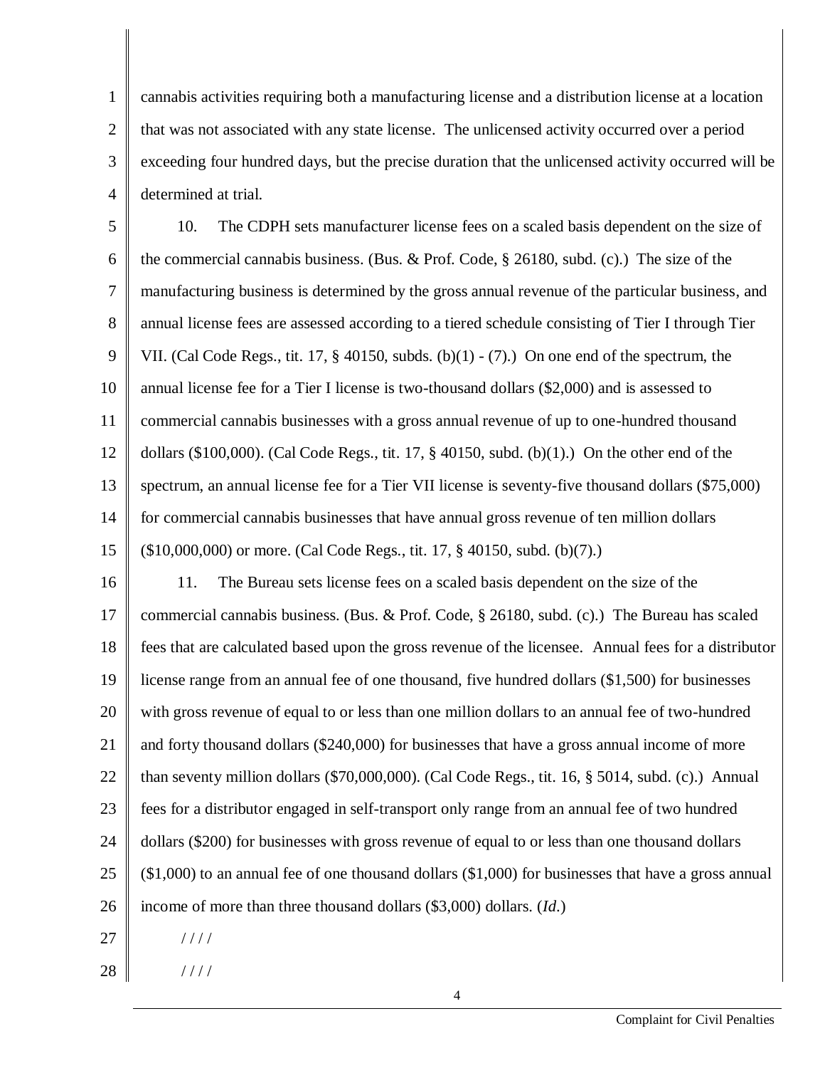cannabis activities requiring both a manufacturing license and a distribution license at a location that was not associated with any state license. The unlicensed activity occurred over a period exceeding four hundred days, but the precise duration that the unlicensed activity occurred will be determined at trial.

10. The CDPH sets manufacturer license fees on a scaled basis dependent on the size of the commercial cannabis business. (Bus. & Prof. Code, § 26180, subd. (c).) The size of the manufacturing business is determined by the gross annual revenue of the particular business, and annual license fees are assessed according to a tiered schedule consisting of Tier I through Tier VII. (Cal Code Regs., tit. 17, § 40150, subds. (b)(1) - (7).) On one end of the spectrum, the annual license fee for a Tier I license is two-thousand dollars ($2,000) and is assessed to commercial cannabis businesses with a gross annual revenue of up to one-hundred thousand dollars ($100,000). (Cal Code Regs., tit. 17, § 40150, subd. (b)(1).) On the other end of the spectrum, an annual license fee for a Tier VII license is seventy-five thousand dollars ($75,000) for commercial cannabis businesses that have annual gross revenue of ten million dollars ($10,000,000) or more. (Cal Code Regs., tit. 17, § 40150, subd. (b)(7).)

11. The Bureau sets license fees on a scaled basis dependent on the size of the commercial cannabis business. (Bus. & Prof. Code, § 26180, subd. (c).) The Bureau has scaled fees that are calculated based upon the gross revenue of the licensee. Annual fees for a distributor license range from an annual fee of one thousand, five hundred dollars ($1,500) for businesses with gross revenue of equal to or less than one million dollars to an annual fee of two-hundred and forty thousand dollars ($240,000) for businesses that have a gross annual income of more than seventy million dollars ($70,000,000). (Cal Code Regs., tit. 16, § 5014, subd. (c).) Annual fees for a distributor engaged in self-transport only range from an annual fee of two hundred dollars ($200) for businesses with gross revenue of equal to or less than one thousand dollars ($1,000) to an annual fee of one thousand dollars ($1,000) for businesses that have a gross annual income of more than three thousand dollars ($3,000) dollars. (*Id.*)

////

////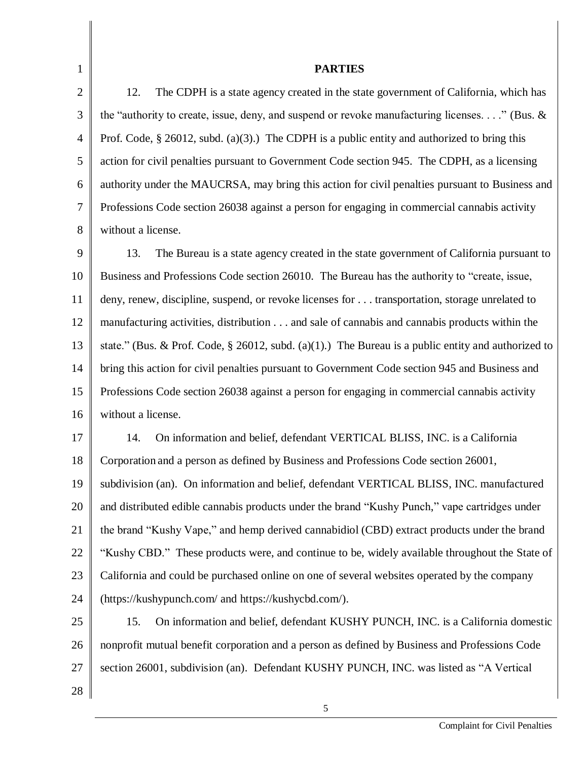## PARTIES

12. The CDPH is a state agency created in the state government of California, which has the "authority to create, issue, deny, and suspend or revoke manufacturing licenses. . . ." (Bus. & Prof. Code, § 26012, subd. (a)(3).) The CDPH is a public entity and authorized to bring this action for civil penalties pursuant to Government Code section 945. The CDPH, as a licensing authority under the MAUCRSA, may bring this action for civil penalties pursuant to Business and Professions Code section 26038 against a person for engaging in commercial cannabis activity without a license.

13. The Bureau is a state agency created in the state government of California pursuant to Business and Professions Code section 26010. The Bureau has the authority to "create, issue, deny, renew, discipline, suspend, or revoke licenses for . . . transportation, storage unrelated to manufacturing activities, distribution . . . and sale of cannabis and cannabis products within the state." (Bus. & Prof. Code, § 26012, subd. (a)(1).) The Bureau is a public entity and authorized to bring this action for civil penalties pursuant to Government Code section 945 and Business and Professions Code section 26038 against a person for engaging in commercial cannabis activity without a license.

14. On information and belief, defendant VERTICAL BLISS, INC. is a California Corporation and a person as defined by Business and Professions Code section 26001, subdivision (an). On information and belief, defendant VERTICAL BLISS, INC. manufactured and distributed edible cannabis products under the brand "Kushy Punch," vape cartridges under the brand "Kushy Vape," and hemp derived cannabidiol (CBD) extract products under the brand "Kushy CBD." These products were, and continue to be, widely available throughout the State of California and could be purchased online on one of several websites operated by the company (https://kushypunch.com/ and https://kushycbd.com/).

15. On information and belief, defendant KUSHY PUNCH, INC. is a California domestic nonprofit mutual benefit corporation and a person as defined by Business and Professions Code section 26001, subdivision (an). Defendant KUSHY PUNCH, INC. was listed as "A Vertical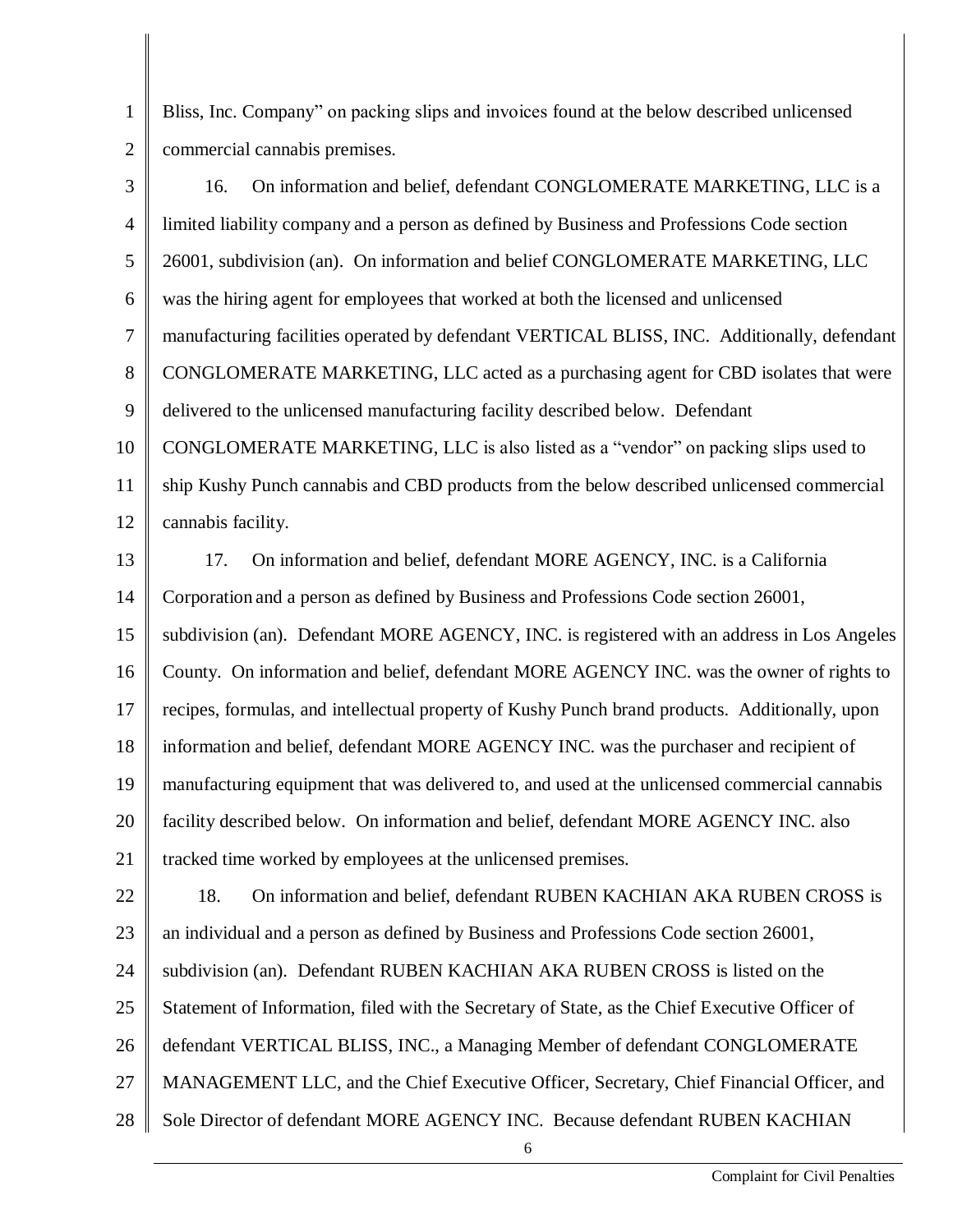Bliss, Inc. Company" on packing slips and invoices found at the below described unlicensed commercial cannabis premises.

16. On information and belief, defendant CONGLOMERATE MARKETING, LLC is a limited liability company and a person as defined by Business and Professions Code section 26001, subdivision (an). On information and belief CONGLOMERATE MARKETING, LLC was the hiring agent for employees that worked at both the licensed and unlicensed manufacturing facilities operated by defendant VERTICAL BLISS, INC. Additionally, defendant CONGLOMERATE MARKETING, LLC acted as a purchasing agent for CBD isolates that were delivered to the unlicensed manufacturing facility described below. Defendant CONGLOMERATE MARKETING, LLC is also listed as a "vendor" on packing slips used to ship Kushy Punch cannabis and CBD products from the below described unlicensed commercial cannabis facility.

17. On information and belief, defendant MORE AGENCY, INC. is a California Corporation and a person as defined by Business and Professions Code section 26001, subdivision (an). Defendant MORE AGENCY, INC. is registered with an address in Los Angeles County. On information and belief, defendant MORE AGENCY INC. was the owner of rights to recipes, formulas, and intellectual property of Kushy Punch brand products. Additionally, upon information and belief, defendant MORE AGENCY INC. was the purchaser and recipient of manufacturing equipment that was delivered to, and used at the unlicensed commercial cannabis facility described below. On information and belief, defendant MORE AGENCY INC. also tracked time worked by employees at the unlicensed premises.

18. On information and belief, defendant RUBEN KACHIAN AKA RUBEN CROSS is an individual and a person as defined by Business and Professions Code section 26001, subdivision (an). Defendant RUBEN KACHIAN AKA RUBEN CROSS is listed on the Statement of Information, filed with the Secretary of State, as the Chief Executive Officer of defendant VERTICAL BLISS, INC., a Managing Member of defendant CONGLOMERATE MANAGEMENT LLC, and the Chief Executive Officer, Secretary, Chief Financial Officer, and Sole Director of defendant MORE AGENCY INC. Because defendant RUBEN KACHIAN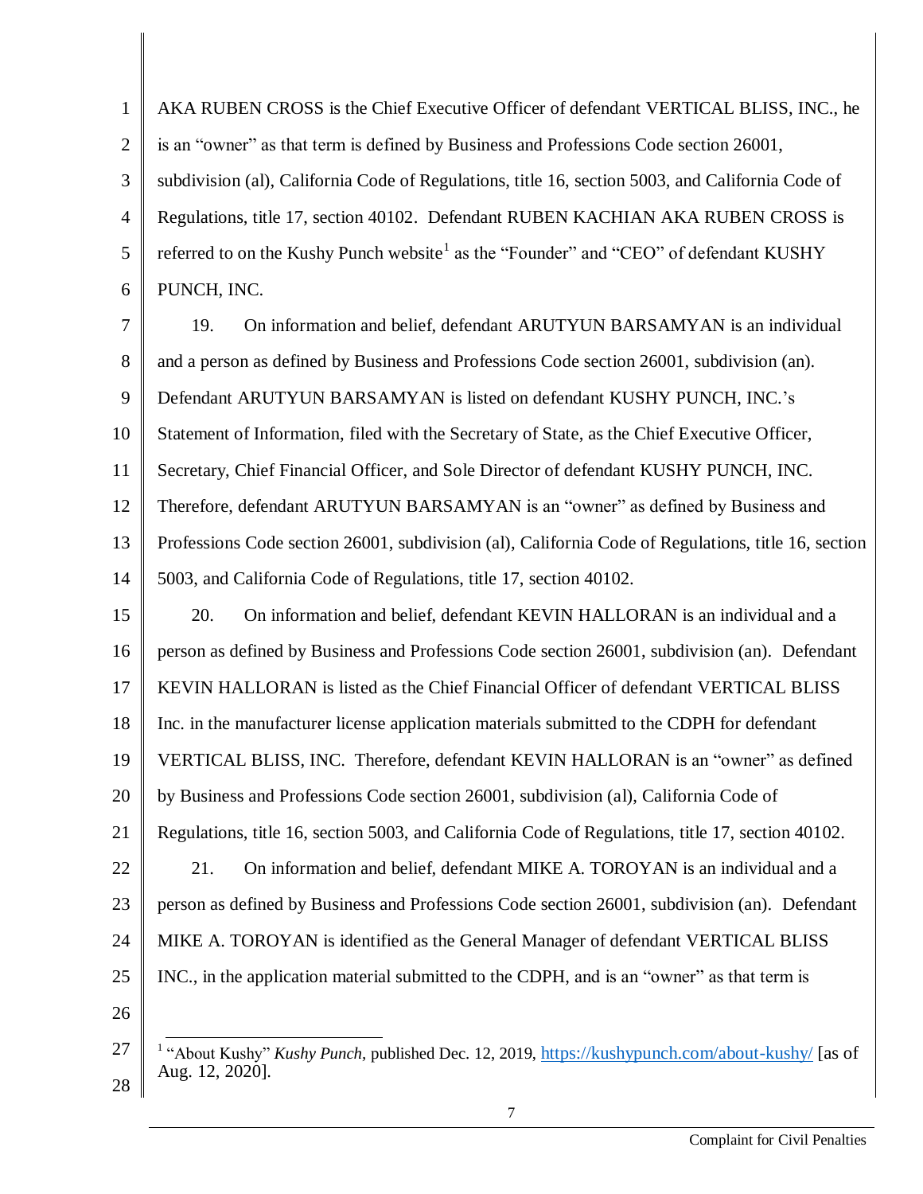AKA RUBEN CROSS is the Chief Executive Officer of defendant VERTICAL BLISS, INC., he is an "owner" as that term is defined by Business and Professions Code section 26001, subdivision (al), California Code of Regulations, title 16, section 5003, and California Code of Regulations, title 17, section 40102. Defendant RUBEN KACHIAN AKA RUBEN CROSS is referred to on the Kushy Punch website[1] as the "Founder" and "CEO" of defendant KUSHY PUNCH, INC.

19. On information and belief, defendant ARUTYUN BARSAMYAN is an individual and a person as defined by Business and Professions Code section 26001, subdivision (an). Defendant ARUTYUN BARSAMYAN is listed on defendant KUSHY PUNCH, INC.'s Statement of Information, filed with the Secretary of State, as the Chief Executive Officer, Secretary, Chief Financial Officer, and Sole Director of defendant KUSHY PUNCH, INC. Therefore, defendant ARUTYUN BARSAMYAN is an "owner" as defined by Business and Professions Code section 26001, subdivision (al), California Code of Regulations, title 16, section 5003, and California Code of Regulations, title 17, section 40102.

20. On information and belief, defendant KEVIN HALLORAN is an individual and a person as defined by Business and Professions Code section 26001, subdivision (an). Defendant KEVIN HALLORAN is listed as the Chief Financial Officer of defendant VERTICAL BLISS Inc. in the manufacturer license application materials submitted to the CDPH for defendant VERTICAL BLISS, INC. Therefore, defendant KEVIN HALLORAN is an "owner" as defined by Business and Professions Code section 26001, subdivision (al), California Code of Regulations, title 16, section 5003, and California Code of Regulations, title 17, section 40102.

21. On information and belief, defendant MIKE A. TOROYAN is an individual and a person as defined by Business and Professions Code section 26001, subdivision (an). Defendant MIKE A. TOROYAN is identified as the General Manager of defendant VERTICAL BLISS INC., in the application material submitted to the CDPH, and is an "owner" as that term is

[1] "About Kushy" *Kushy Punch,* published Dec. 12, 2019, https://kushypunch.com/about-kushy/ [as of Aug. 12, 2020].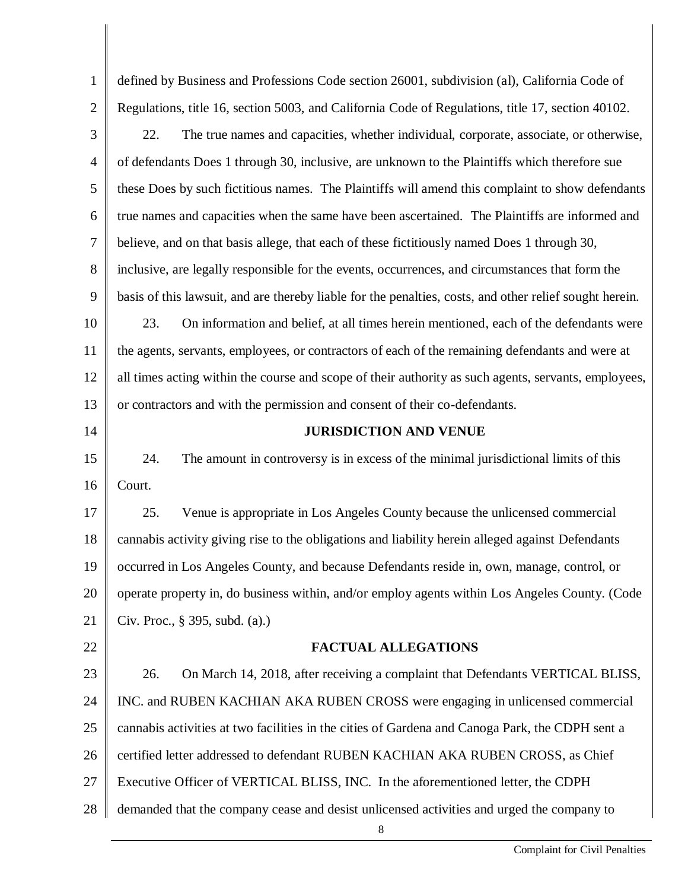defined by Business and Professions Code section 26001, subdivision (al), California Code of Regulations, title 16, section 5003, and California Code of Regulations, title 17, section 40102.

22. The true names and capacities, whether individual, corporate, associate, or otherwise, of defendants Does 1 through 30, inclusive, are unknown to the Plaintiffs which therefore sue these Does by such fictitious names. The Plaintiffs will amend this complaint to show defendants true names and capacities when the same have been ascertained. The Plaintiffs are informed and believe, and on that basis allege, that each of these fictitiously named Does 1 through 30, inclusive, are legally responsible for the events, occurrences, and circumstances that form the basis of this lawsuit, and are thereby liable for the penalties, costs, and other relief sought herein.

23. On information and belief, at all times herein mentioned, each of the defendants were the agents, servants, employees, or contractors of each of the remaining defendants and were at all times acting within the course and scope of their authority as such agents, servants, employees, or contractors and with the permission and consent of their co-defendants.

## JURISDICTION AND VENUE

24. The amount in controversy is in excess of the minimal jurisdictional limits of this Court.

25. Venue is appropriate in Los Angeles County because the unlicensed commercial cannabis activity giving rise to the obligations and liability herein alleged against Defendants occurred in Los Angeles County, and because Defendants reside in, own, manage, control, or operate property in, do business within, and/or employ agents within Los Angeles County. (Code Civ. Proc., § 395, subd. (a).)

## FACTUAL ALLEGATIONS

26. On March 14, 2018, after receiving a complaint that Defendants VERTICAL BLISS, INC. and RUBEN KACHIAN AKA RUBEN CROSS were engaging in unlicensed commercial cannabis activities at two facilities in the cities of Gardena and Canoga Park, the CDPH sent a certified letter addressed to defendant RUBEN KACHIAN AKA RUBEN CROSS, as Chief Executive Officer of VERTICAL BLISS, INC. In the aforementioned letter, the CDPH demanded that the company cease and desist unlicensed activities and urged the company to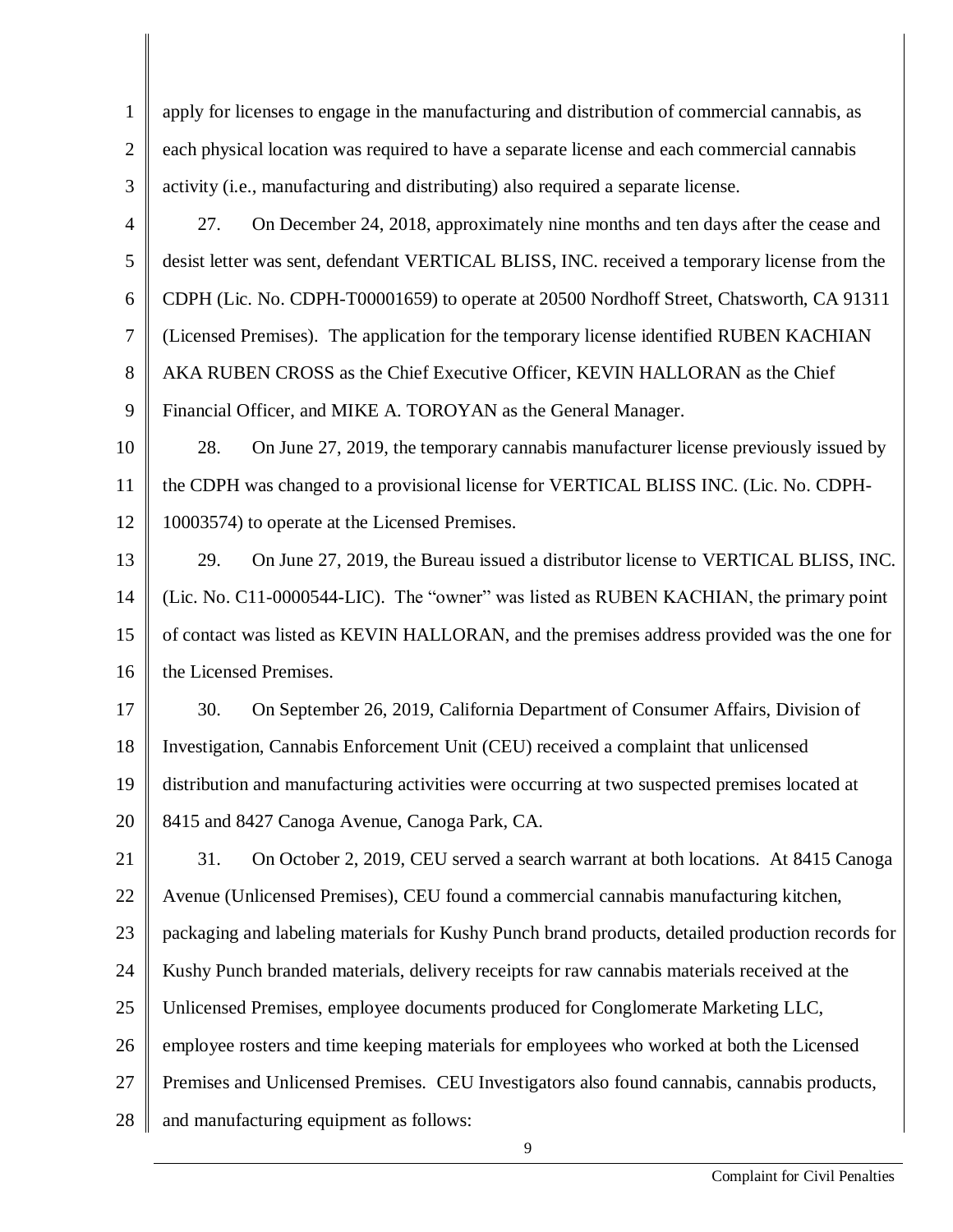apply for licenses to engage in the manufacturing and distribution of commercial cannabis, as each physical location was required to have a separate license and each commercial cannabis activity (i.e., manufacturing and distributing) also required a separate license.

27. On December 24, 2018, approximately nine months and ten days after the cease and desist letter was sent, defendant VERTICAL BLISS, INC. received a temporary license from the CDPH (Lic. No. CDPH-T00001659) to operate at 20500 Nordhoff Street, Chatsworth, CA 91311 (Licensed Premises). The application for the temporary license identified RUBEN KACHIAN AKA RUBEN CROSS as the Chief Executive Officer, KEVIN HALLORAN as the Chief Financial Officer, and MIKE A. TOROYAN as the General Manager.

28. On June 27, 2019, the temporary cannabis manufacturer license previously issued by the CDPH was changed to a provisional license for VERTICAL BLISS INC. (Lic. No. CDPH-10003574) to operate at the Licensed Premises.

29. On June 27, 2019, the Bureau issued a distributor license to VERTICAL BLISS, INC. (Lic. No. C11-0000544-LIC). The "owner" was listed as RUBEN KACHIAN, the primary point of contact was listed as KEVIN HALLORAN, and the premises address provided was the one for the Licensed Premises.

30. On September 26, 2019, California Department of Consumer Affairs, Division of Investigation, Cannabis Enforcement Unit (CEU) received a complaint that unlicensed distribution and manufacturing activities were occurring at two suspected premises located at 8415 and 8427 Canoga Avenue, Canoga Park, CA.

31. On October 2, 2019, CEU served a search warrant at both locations. At 8415 Canoga Avenue (Unlicensed Premises), CEU found a commercial cannabis manufacturing kitchen, packaging and labeling materials for Kushy Punch brand products, detailed production records for Kushy Punch branded materials, delivery receipts for raw cannabis materials received at the Unlicensed Premises, employee documents produced for Conglomerate Marketing LLC, employee rosters and time keeping materials for employees who worked at both the Licensed Premises and Unlicensed Premises. CEU Investigators also found cannabis, cannabis products, and manufacturing equipment as follows: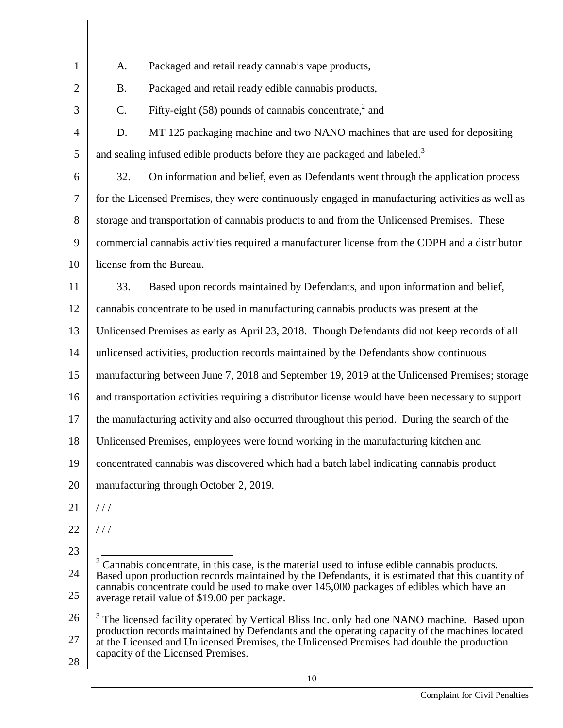A. Packaged and retail ready cannabis vape products,

B. Packaged and retail ready edible cannabis products,

C. Fifty-eight (58) pounds of cannabis concentrate,[2] and

D. MT 125 packaging machine and two NANO machines that are used for depositing and sealing infused edible products before they are packaged and labeled.[3]

32. On information and belief, even as Defendants went through the application process for the Licensed Premises, they were continuously engaged in manufacturing activities as well as storage and transportation of cannabis products to and from the Unlicensed Premises. These commercial cannabis activities required a manufacturer license from the CDPH and a distributor license from the Bureau.

33. Based upon records maintained by Defendants, and upon information and belief, cannabis concentrate to be used in manufacturing cannabis products was present at the Unlicensed Premises as early as April 23, 2018. Though Defendants did not keep records of all unlicensed activities, production records maintained by the Defendants show continuous manufacturing between June 7, 2018 and September 19, 2019 at the Unlicensed Premises; storage and transportation activities requiring a distributor license would have been necessary to support the manufacturing activity and also occurred throughout this period. During the search of the Unlicensed Premises, employees were found working in the manufacturing kitchen and concentrated cannabis was discovered which had a batch label indicating cannabis product manufacturing through October 2, 2019.

/ / /

/ / /

---

[2] Cannabis concentrate, in this case, is the material used to infuse edible cannabis products. Based upon production records maintained by the Defendants, it is estimated that this quantity of cannabis concentrate could be used to make over 145,000 packages of edibles which have an average retail value of $19.00 per package.

[3] The licensed facility operated by Vertical Bliss Inc. only had one NANO machine. Based upon production records maintained by Defendants and the operating capacity of the machines located at the Licensed and Unlicensed Premises, the Unlicensed Premises had double the production capacity of the Licensed Premises.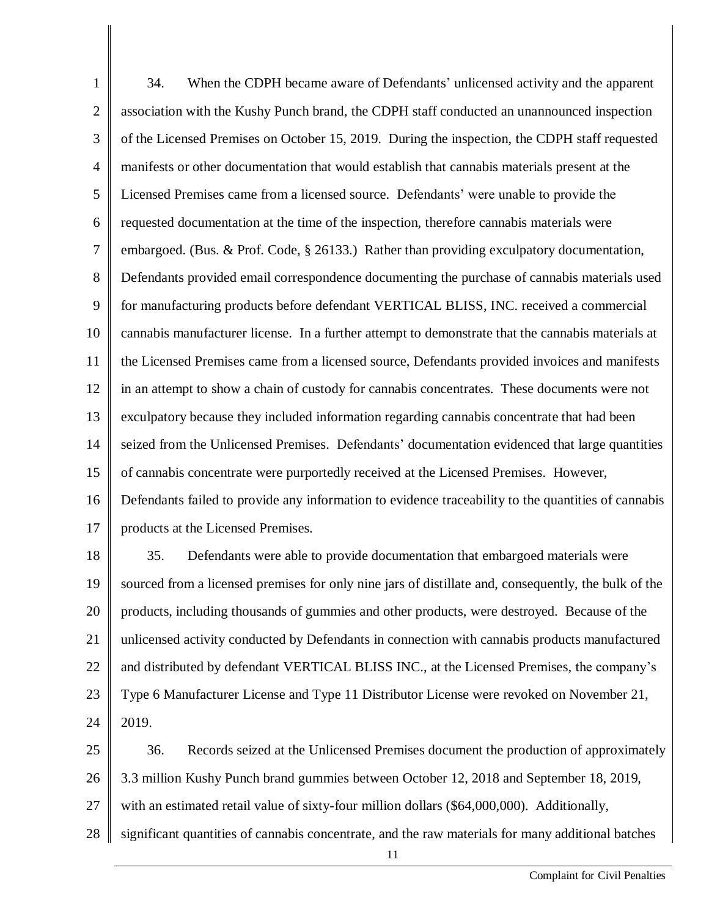34. When the CDPH became aware of Defendants' unlicensed activity and the apparent association with the Kushy Punch brand, the CDPH staff conducted an unannounced inspection of the Licensed Premises on October 15, 2019. During the inspection, the CDPH staff requested manifests or other documentation that would establish that cannabis materials present at the Licensed Premises came from a licensed source. Defendants' were unable to provide the requested documentation at the time of the inspection, therefore cannabis materials were embargoed. (Bus. & Prof. Code, § 26133.) Rather than providing exculpatory documentation, Defendants provided email correspondence documenting the purchase of cannabis materials used for manufacturing products before defendant VERTICAL BLISS, INC. received a commercial cannabis manufacturer license. In a further attempt to demonstrate that the cannabis materials at the Licensed Premises came from a licensed source, Defendants provided invoices and manifests in an attempt to show a chain of custody for cannabis concentrates. These documents were not exculpatory because they included information regarding cannabis concentrate that had been seized from the Unlicensed Premises. Defendants' documentation evidenced that large quantities of cannabis concentrate were purportedly received at the Licensed Premises. However, Defendants failed to provide any information to evidence traceability to the quantities of cannabis products at the Licensed Premises.

35. Defendants were able to provide documentation that embargoed materials were sourced from a licensed premises for only nine jars of distillate and, consequently, the bulk of the products, including thousands of gummies and other products, were destroyed. Because of the unlicensed activity conducted by Defendants in connection with cannabis products manufactured and distributed by defendant VERTICAL BLISS INC., at the Licensed Premises, the company's Type 6 Manufacturer License and Type 11 Distributor License were revoked on November 21, 2019.

36. Records seized at the Unlicensed Premises document the production of approximately 3.3 million Kushy Punch brand gummies between October 12, 2018 and September 18, 2019, with an estimated retail value of sixty-four million dollars ($64,000,000). Additionally, significant quantities of cannabis concentrate, and the raw materials for many additional batches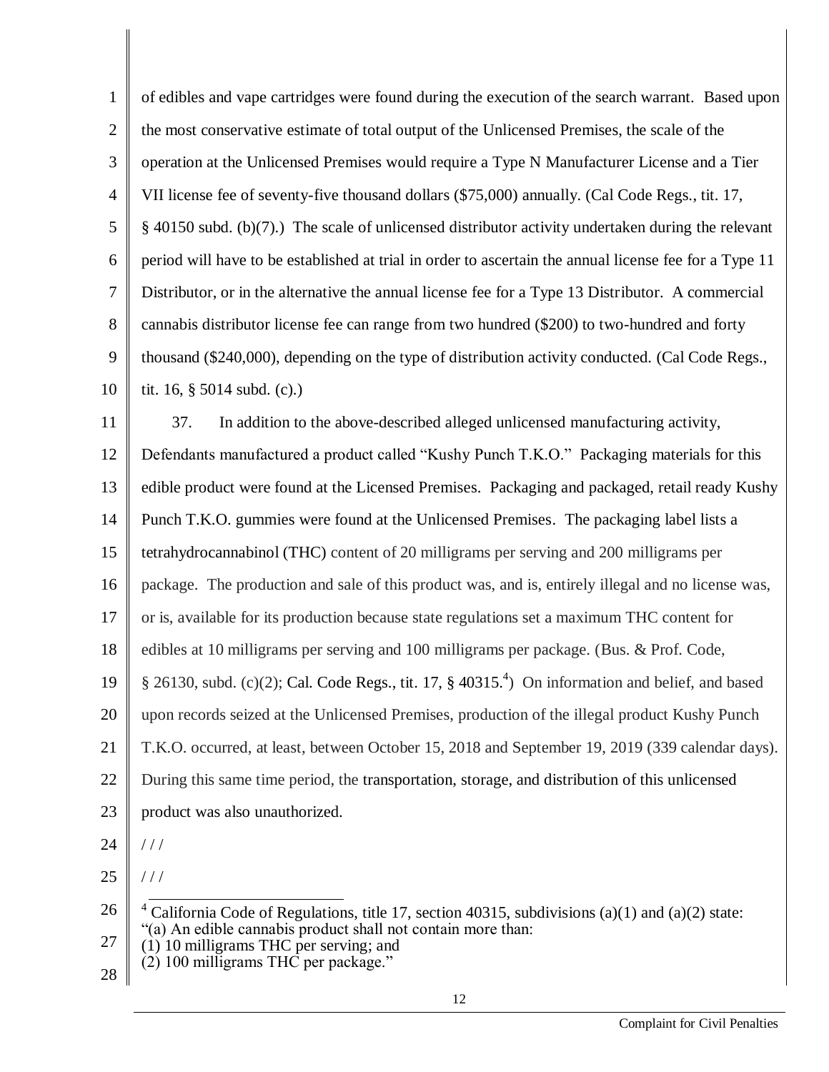of edibles and vape cartridges were found during the execution of the search warrant. Based upon the most conservative estimate of total output of the Unlicensed Premises, the scale of the operation at the Unlicensed Premises would require a Type N Manufacturer License and a Tier VII license fee of seventy-five thousand dollars ($75,000) annually. (Cal Code Regs., tit. 17, § 40150 subd. (b)(7).) The scale of unlicensed distributor activity undertaken during the relevant period will have to be established at trial in order to ascertain the annual license fee for a Type 11 Distributor, or in the alternative the annual license fee for a Type 13 Distributor. A commercial cannabis distributor license fee can range from two hundred ($200) to two-hundred and forty thousand ($240,000), depending on the type of distribution activity conducted. (Cal Code Regs., tit. 16, § 5014 subd. (c).)

37. In addition to the above-described alleged unlicensed manufacturing activity, Defendants manufactured a product called "Kushy Punch T.K.O." Packaging materials for this edible product were found at the Licensed Premises. Packaging and packaged, retail ready Kushy Punch T.K.O. gummies were found at the Unlicensed Premises. The packaging label lists a tetrahydrocannabinol (THC) content of 20 milligrams per serving and 200 milligrams per package. The production and sale of this product was, and is, entirely illegal and no license was, or is, available for its production because state regulations set a maximum THC content for edibles at 10 milligrams per serving and 100 milligrams per package. (Bus. & Prof. Code, § 26130, subd. (c)(2); Cal. Code Regs., tit. 17, § 40315.[4]) On information and belief, and based upon records seized at the Unlicensed Premises, production of the illegal product Kushy Punch T.K.O. occurred, at least, between October 15, 2018 and September 19, 2019 (339 calendar days). During this same time period, the transportation, storage, and distribution of this unlicensed product was also unauthorized.

/ / /

/ / /

[4] California Code of Regulations, title 17, section 40315, subdivisions (a)(1) and (a)(2) state: "(a) An edible cannabis product shall not contain more than:
(1) 10 milligrams THC per serving; and
(2) 100 milligrams THC per package."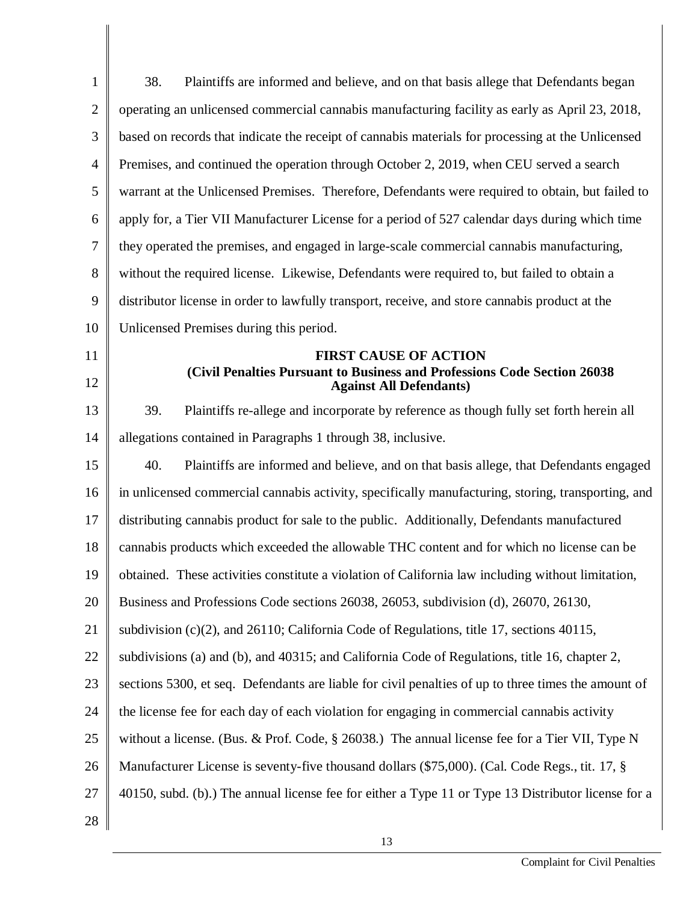38. Plaintiffs are informed and believe, and on that basis allege that Defendants began operating an unlicensed commercial cannabis manufacturing facility as early as April 23, 2018, based on records that indicate the receipt of cannabis materials for processing at the Unlicensed Premises, and continued the operation through October 2, 2019, when CEU served a search warrant at the Unlicensed Premises. Therefore, Defendants were required to obtain, but failed to apply for, a Tier VII Manufacturer License for a period of 527 calendar days during which time they operated the premises, and engaged in large-scale commercial cannabis manufacturing, without the required license. Likewise, Defendants were required to, but failed to obtain a distributor license in order to lawfully transport, receive, and store cannabis product at the Unlicensed Premises during this period.

**FIRST CAUSE OF ACTION**
**(Civil Penalties Pursuant to Business and Professions Code Section 26038 Against All Defendants)**

39. Plaintiffs re-allege and incorporate by reference as though fully set forth herein all allegations contained in Paragraphs 1 through 38, inclusive.

40. Plaintiffs are informed and believe, and on that basis allege, that Defendants engaged in unlicensed commercial cannabis activity, specifically manufacturing, storing, transporting, and distributing cannabis product for sale to the public. Additionally, Defendants manufactured cannabis products which exceeded the allowable THC content and for which no license can be obtained. These activities constitute a violation of California law including without limitation, Business and Professions Code sections 26038, 26053, subdivision (d), 26070, 26130, subdivision (c)(2), and 26110; California Code of Regulations, title 17, sections 40115, subdivisions (a) and (b), and 40315; and California Code of Regulations, title 16, chapter 2, sections 5300, et seq. Defendants are liable for civil penalties of up to three times the amount of the license fee for each day of each violation for engaging in commercial cannabis activity without a license. (Bus. & Prof. Code, § 26038.) The annual license fee for a Tier VII, Type N Manufacturer License is seventy-five thousand dollars ($75,000). (Cal. Code Regs., tit. 17, § 40150, subd. (b).) The annual license fee for either a Type 11 or Type 13 Distributor license for a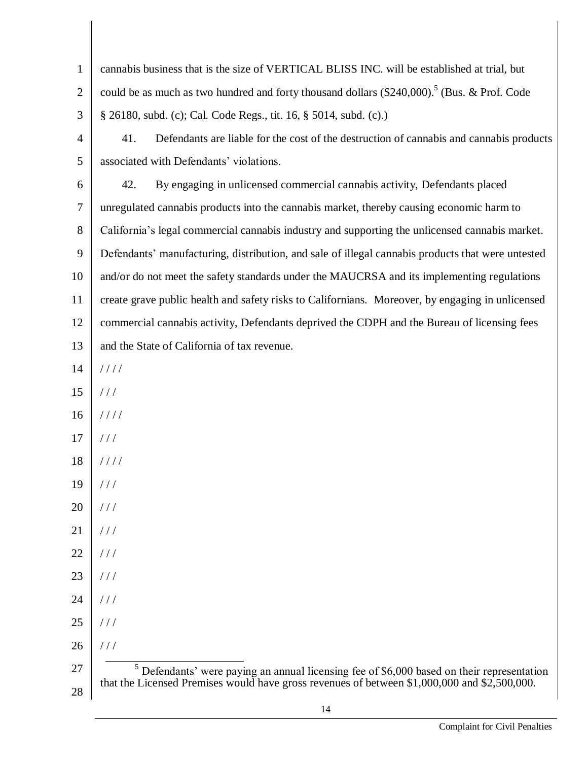cannabis business that is the size of VERTICAL BLISS INC. will be established at trial, but could be as much as two hundred and forty thousand dollars ($240,000).[5] (Bus. & Prof. Code § 26180, subd. (c); Cal. Code Regs., tit. 16, § 5014, subd. (c).)

41. Defendants are liable for the cost of the destruction of cannabis and cannabis products associated with Defendants' violations.

42. By engaging in unlicensed commercial cannabis activity, Defendants placed unregulated cannabis products into the cannabis market, thereby causing economic harm to California's legal commercial cannabis industry and supporting the unlicensed cannabis market. Defendants' manufacturing, distribution, and sale of illegal cannabis products that were untested and/or do not meet the safety standards under the MAUCRSA and its implementing regulations create grave public health and safety risks to Californians. Moreover, by engaging in unlicensed commercial cannabis activity, Defendants deprived the CDPH and the Bureau of licensing fees and the State of California of tax revenue.

/ / / /

/ / /

/ / / /

/ / /

/ / / /

/ / /

/ / /

/ / /

/ / /

/ / /

/ / /

/ / /

/ / /

[5] Defendants' were paying an annual licensing fee of $6,000 based on their representation that the Licensed Premises would have gross revenues of between $1,000,000 and $2,500,000.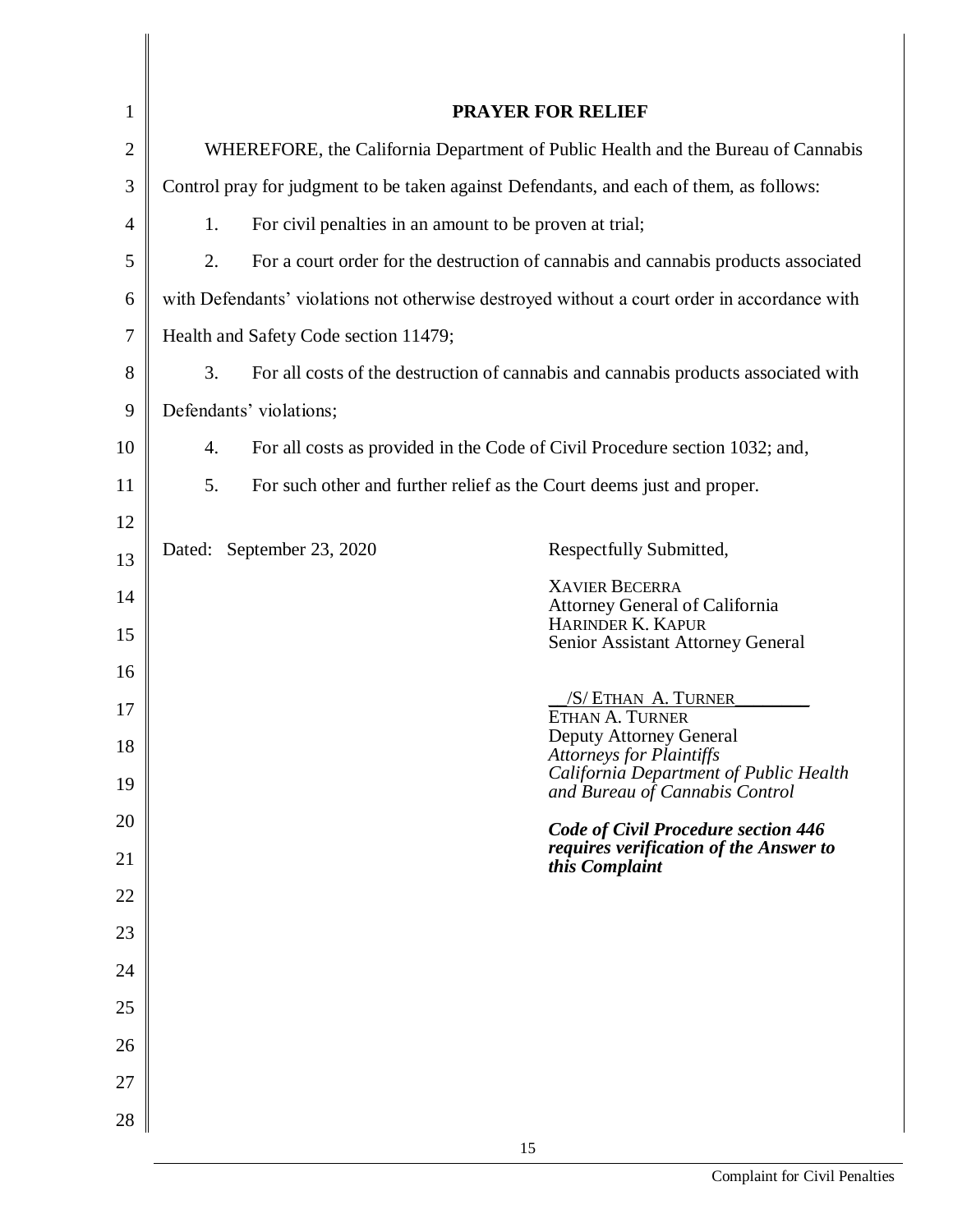## PRAYER FOR RELIEF

WHEREFORE, the California Department of Public Health and the Bureau of Cannabis Control pray for judgment to be taken against Defendants, and each of them, as follows:

1. For civil penalties in an amount to be proven at trial;

2. For a court order for the destruction of cannabis and cannabis products associated with Defendants' violations not otherwise destroyed without a court order in accordance with Health and Safety Code section 11479;

3. For all costs of the destruction of cannabis and cannabis products associated with Defendants' violations;

4. For all costs as provided in the Code of Civil Procedure section 1032; and,

5. For such other and further relief as the Court deems just and proper.

Dated: September 23, 2020

Respectfully Submitted,

XAVIER BECERRA
Attorney General of California
HARINDER K. KAPUR
Senior Assistant Attorney General

/S/ ETHAN A. TURNER
ETHAN A. TURNER
Deputy Attorney General
*Attorneys for Plaintiffs*
*California Department of Public Health and Bureau of Cannabis Control*

***Code of Civil Procedure section 446 requires verification of the Answer to this Complaint***